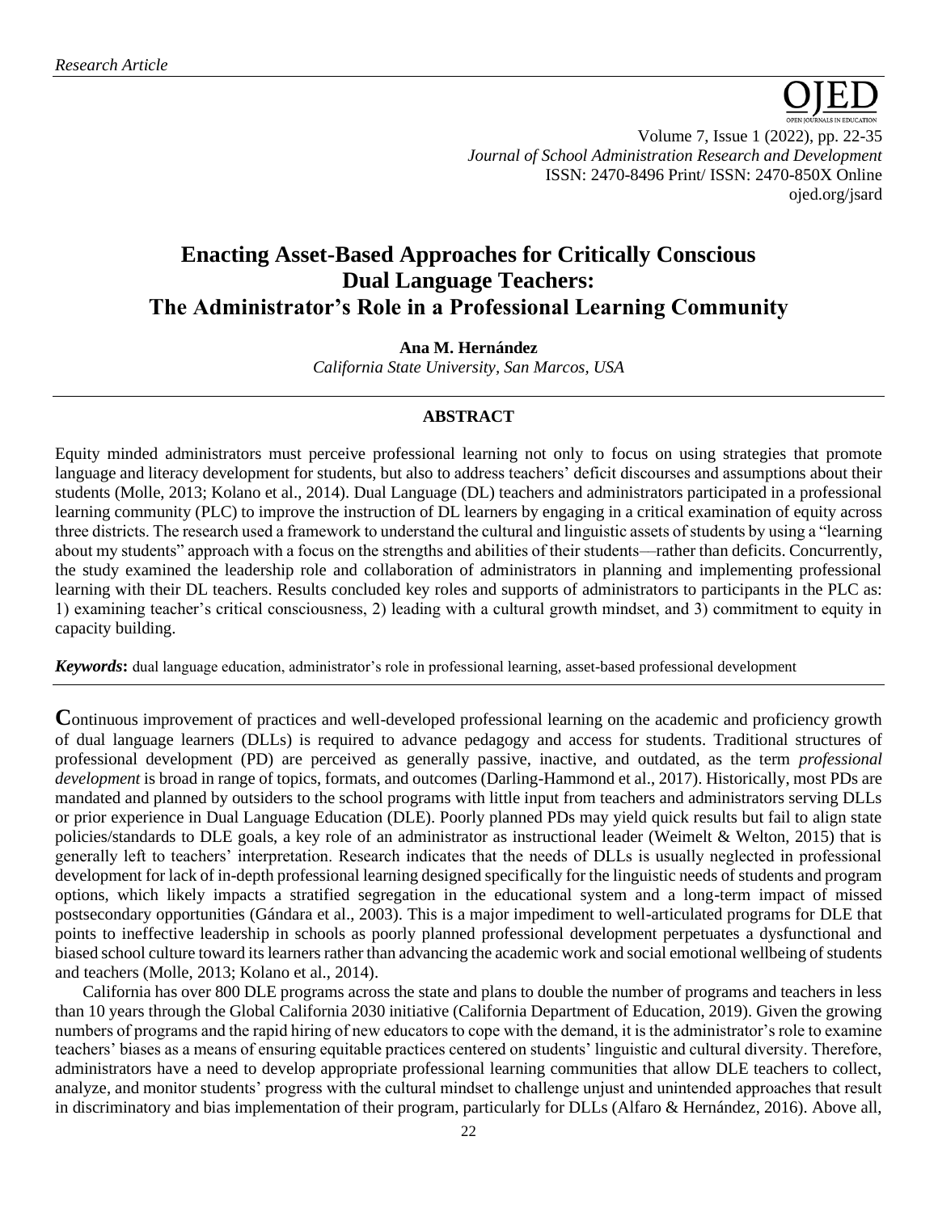*Research Article*

# Enacting Asset-Based Approaches for Critically Conscious Dual Language Teachers: The Administrator's Role in a Professional Learning Community

**Ana M. Hernández**
*California State University, San Marcos, USA*

## ABSTRACT

Equity minded administrators must perceive professional learning not only to focus on using strategies that promote language and literacy development for students, but also to address teachers' deficit discourses and assumptions about their students (Molle, 2013; Kolano et al., 2014). Dual Language (DL) teachers and administrators participated in a professional learning community (PLC) to improve the instruction of DL learners by engaging in a critical examination of equity across three districts. The research used a framework to understand the cultural and linguistic assets of students by using a "learning about my students" approach with a focus on the strengths and abilities of their students—rather than deficits. Concurrently, the study examined the leadership role and collaboration of administrators in planning and implementing professional learning with their DL teachers. Results concluded key roles and supports of administrators to participants in the PLC as: 1) examining teacher's critical consciousness, 2) leading with a cultural growth mindset, and 3) commitment to equity in capacity building.

***Keywords*:** dual language education, administrator's role in professional learning, asset-based professional development

Continuous improvement of practices and well-developed professional learning on the academic and proficiency growth of dual language learners (DLLs) is required to advance pedagogy and access for students. Traditional structures of professional development (PD) are perceived as generally passive, inactive, and outdated, as the term *professional development* is broad in range of topics, formats, and outcomes (Darling-Hammond et al., 2017). Historically, most PDs are mandated and planned by outsiders to the school programs with little input from teachers and administrators serving DLLs or prior experience in Dual Language Education (DLE). Poorly planned PDs may yield quick results but fail to align state policies/standards to DLE goals, a key role of an administrator as instructional leader (Weimelt & Welton, 2015) that is generally left to teachers' interpretation. Research indicates that the needs of DLLs is usually neglected in professional development for lack of in-depth professional learning designed specifically for the linguistic needs of students and program options, which likely impacts a stratified segregation in the educational system and a long-term impact of missed postsecondary opportunities (Gándara et al., 2003). This is a major impediment to well-articulated programs for DLE that points to ineffective leadership in schools as poorly planned professional development perpetuates a dysfunctional and biased school culture toward its learners rather than advancing the academic work and social emotional wellbeing of students and teachers (Molle, 2013; Kolano et al., 2014).

California has over 800 DLE programs across the state and plans to double the number of programs and teachers in less than 10 years through the Global California 2030 initiative (California Department of Education, 2019). Given the growing numbers of programs and the rapid hiring of new educators to cope with the demand, it is the administrator's role to examine teachers' biases as a means of ensuring equitable practices centered on students' linguistic and cultural diversity. Therefore, administrators have a need to develop appropriate professional learning communities that allow DLE teachers to collect, analyze, and monitor students' progress with the cultural mindset to challenge unjust and unintended approaches that result in discriminatory and bias implementation of their program, particularly for DLLs (Alfaro & Hernández, 2016). Above all,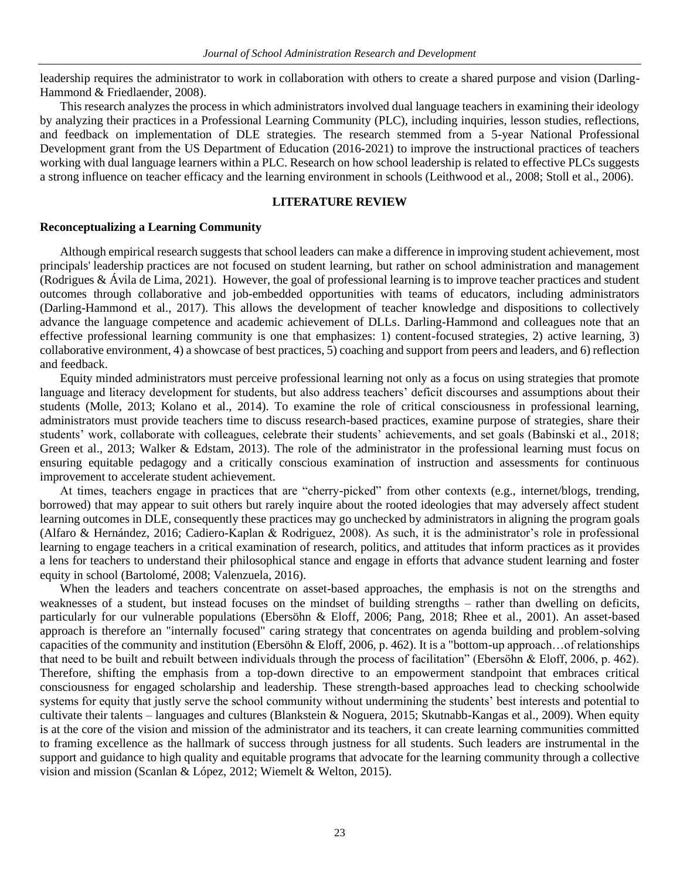leadership requires the administrator to work in collaboration with others to create a shared purpose and vision (Darling-Hammond & Friedlaender, 2008).

This research analyzes the process in which administrators involved dual language teachers in examining their ideology by analyzing their practices in a Professional Learning Community (PLC), including inquiries, lesson studies, reflections, and feedback on implementation of DLE strategies. The research stemmed from a 5-year National Professional Development grant from the US Department of Education (2016-2021) to improve the instructional practices of teachers working with dual language learners within a PLC. Research on how school leadership is related to effective PLCs suggests a strong influence on teacher efficacy and the learning environment in schools (Leithwood et al., 2008; Stoll et al., 2006).

## LITERATURE REVIEW

### Reconceptualizing a Learning Community

Although empirical research suggests that school leaders can make a difference in improving student achievement, most principals' leadership practices are not focused on student learning, but rather on school administration and management (Rodrigues & Ávila de Lima, 2021). However, the goal of professional learning is to improve teacher practices and student outcomes through collaborative and job-embedded opportunities with teams of educators, including administrators (Darling-Hammond et al., 2017). This allows the development of teacher knowledge and dispositions to collectively advance the language competence and academic achievement of DLLs. Darling-Hammond and colleagues note that an effective professional learning community is one that emphasizes: 1) content-focused strategies, 2) active learning, 3) collaborative environment, 4) a showcase of best practices, 5) coaching and support from peers and leaders, and 6) reflection and feedback.

Equity minded administrators must perceive professional learning not only as a focus on using strategies that promote language and literacy development for students, but also address teachers' deficit discourses and assumptions about their students (Molle, 2013; Kolano et al., 2014). To examine the role of critical consciousness in professional learning, administrators must provide teachers time to discuss research-based practices, examine purpose of strategies, share their students' work, collaborate with colleagues, celebrate their students' achievements, and set goals (Babinski et al., 2018; Green et al., 2013; Walker & Edstam, 2013). The role of the administrator in the professional learning must focus on ensuring equitable pedagogy and a critically conscious examination of instruction and assessments for continuous improvement to accelerate student achievement.

At times, teachers engage in practices that are "cherry-picked" from other contexts (e.g., internet/blogs, trending, borrowed) that may appear to suit others but rarely inquire about the rooted ideologies that may adversely affect student learning outcomes in DLE, consequently these practices may go unchecked by administrators in aligning the program goals (Alfaro & Hernández, 2016; Cadiero-Kaplan & Rodriguez, 2008). As such, it is the administrator's role in professional learning to engage teachers in a critical examination of research, politics, and attitudes that inform practices as it provides a lens for teachers to understand their philosophical stance and engage in efforts that advance student learning and foster equity in school (Bartolomé, 2008; Valenzuela, 2016).

When the leaders and teachers concentrate on asset-based approaches, the emphasis is not on the strengths and weaknesses of a student, but instead focuses on the mindset of building strengths – rather than dwelling on deficits, particularly for our vulnerable populations (Ebersöhn & Eloff, 2006; Pang, 2018; Rhee et al., 2001). An asset-based approach is therefore an "internally focused" caring strategy that concentrates on agenda building and problem-solving capacities of the community and institution (Ebersöhn & Eloff, 2006, p. 462). It is a "bottom-up approach…of relationships that need to be built and rebuilt between individuals through the process of facilitation" (Ebersöhn & Eloff, 2006, p. 462). Therefore, shifting the emphasis from a top-down directive to an empowerment standpoint that embraces critical consciousness for engaged scholarship and leadership. These strength-based approaches lead to checking schoolwide systems for equity that justly serve the school community without undermining the students' best interests and potential to cultivate their talents – languages and cultures (Blankstein & Noguera, 2015; Skutnabb-Kangas et al., 2009). When equity is at the core of the vision and mission of the administrator and its teachers, it can create learning communities committed to framing excellence as the hallmark of success through justness for all students. Such leaders are instrumental in the support and guidance to high quality and equitable programs that advocate for the learning community through a collective vision and mission (Scanlan & López, 2012; Wiemelt & Welton, 2015).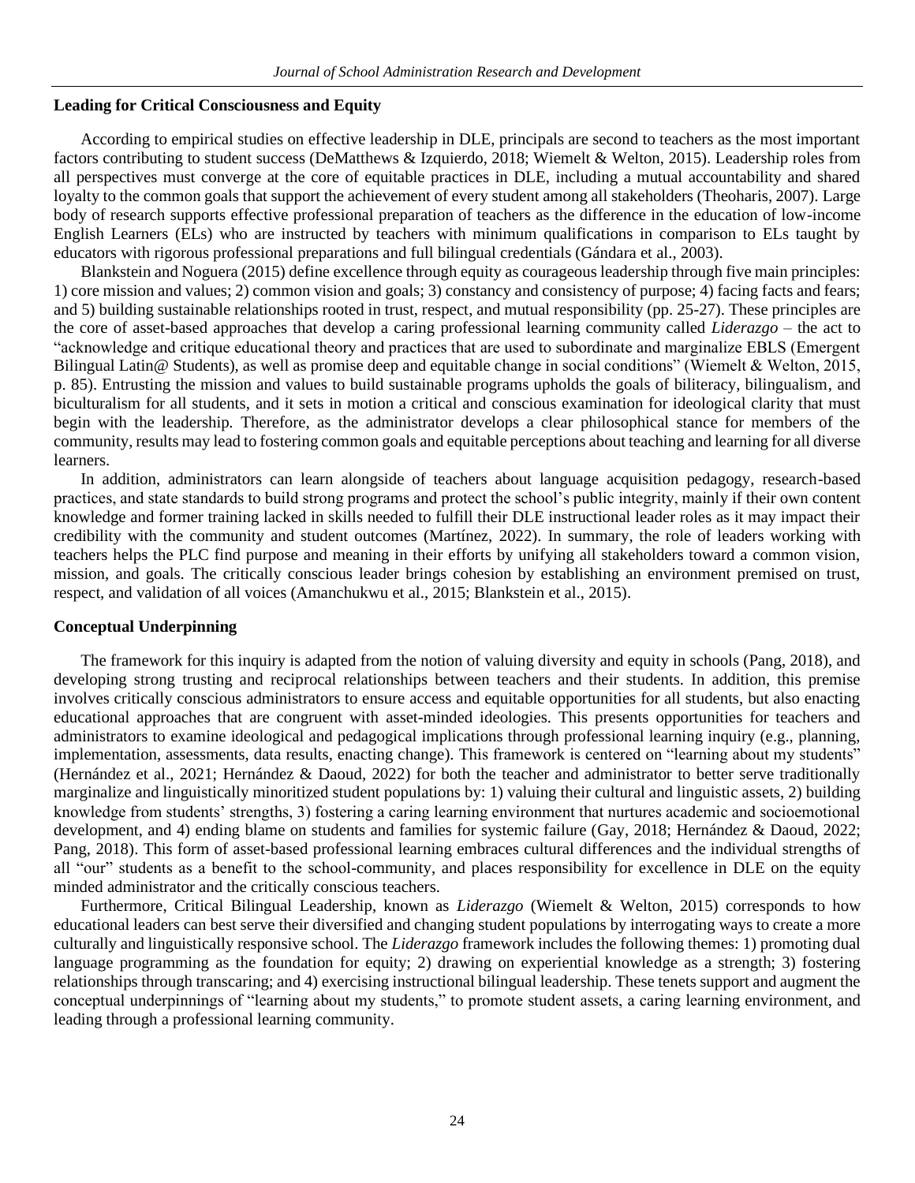## Leading for Critical Consciousness and Equity

According to empirical studies on effective leadership in DLE, principals are second to teachers as the most important factors contributing to student success (DeMatthews & Izquierdo, 2018; Wiemelt & Welton, 2015). Leadership roles from all perspectives must converge at the core of equitable practices in DLE, including a mutual accountability and shared loyalty to the common goals that support the achievement of every student among all stakeholders (Theoharis, 2007). Large body of research supports effective professional preparation of teachers as the difference in the education of low-income English Learners (ELs) who are instructed by teachers with minimum qualifications in comparison to ELs taught by educators with rigorous professional preparations and full bilingual credentials (Gándara et al., 2003).

Blankstein and Noguera (2015) define excellence through equity as courageous leadership through five main principles: 1) core mission and values; 2) common vision and goals; 3) constancy and consistency of purpose; 4) facing facts and fears; and 5) building sustainable relationships rooted in trust, respect, and mutual responsibility (pp. 25-27). These principles are the core of asset-based approaches that develop a caring professional learning community called *Liderazgo* – the act to "acknowledge and critique educational theory and practices that are used to subordinate and marginalize EBLS (Emergent Bilingual Latin@ Students), as well as promise deep and equitable change in social conditions" (Wiemelt & Welton, 2015, p. 85). Entrusting the mission and values to build sustainable programs upholds the goals of biliteracy, bilingualism, and biculturalism for all students, and it sets in motion a critical and conscious examination for ideological clarity that must begin with the leadership. Therefore, as the administrator develops a clear philosophical stance for members of the community, results may lead to fostering common goals and equitable perceptions about teaching and learning for all diverse learners.

In addition, administrators can learn alongside of teachers about language acquisition pedagogy, research-based practices, and state standards to build strong programs and protect the school's public integrity, mainly if their own content knowledge and former training lacked in skills needed to fulfill their DLE instructional leader roles as it may impact their credibility with the community and student outcomes (Martínez, 2022). In summary, the role of leaders working with teachers helps the PLC find purpose and meaning in their efforts by unifying all stakeholders toward a common vision, mission, and goals. The critically conscious leader brings cohesion by establishing an environment premised on trust, respect, and validation of all voices (Amanchukwu et al., 2015; Blankstein et al., 2015).

## Conceptual Underpinning

The framework for this inquiry is adapted from the notion of valuing diversity and equity in schools (Pang, 2018), and developing strong trusting and reciprocal relationships between teachers and their students. In addition, this premise involves critically conscious administrators to ensure access and equitable opportunities for all students, but also enacting educational approaches that are congruent with asset-minded ideologies. This presents opportunities for teachers and administrators to examine ideological and pedagogical implications through professional learning inquiry (e.g., planning, implementation, assessments, data results, enacting change). This framework is centered on "learning about my students" (Hernández et al., 2021; Hernández & Daoud, 2022) for both the teacher and administrator to better serve traditionally marginalize and linguistically minoritized student populations by: 1) valuing their cultural and linguistic assets, 2) building knowledge from students' strengths, 3) fostering a caring learning environment that nurtures academic and socioemotional development, and 4) ending blame on students and families for systemic failure (Gay, 2018; Hernández & Daoud, 2022; Pang, 2018). This form of asset-based professional learning embraces cultural differences and the individual strengths of all "our" students as a benefit to the school-community, and places responsibility for excellence in DLE on the equity minded administrator and the critically conscious teachers.

Furthermore, Critical Bilingual Leadership, known as *Liderazgo* (Wiemelt & Welton, 2015) corresponds to how educational leaders can best serve their diversified and changing student populations by interrogating ways to create a more culturally and linguistically responsive school. The *Liderazgo* framework includes the following themes: 1) promoting dual language programming as the foundation for equity; 2) drawing on experiential knowledge as a strength; 3) fostering relationships through transcaring; and 4) exercising instructional bilingual leadership. These tenets support and augment the conceptual underpinnings of "learning about my students," to promote student assets, a caring learning environment, and leading through a professional learning community.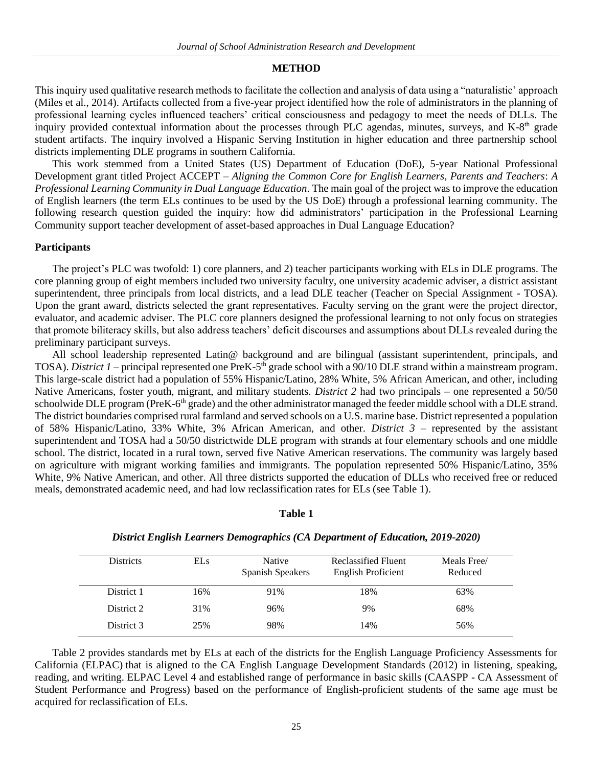## METHOD

This inquiry used qualitative research methods to facilitate the collection and analysis of data using a "naturalistic' approach (Miles et al., 2014). Artifacts collected from a five-year project identified how the role of administrators in the planning of professional learning cycles influenced teachers' critical consciousness and pedagogy to meet the needs of DLLs. The inquiry provided contextual information about the processes through PLC agendas, minutes, surveys, and K-8th grade student artifacts. The inquiry involved a Hispanic Serving Institution in higher education and three partnership school districts implementing DLE programs in southern California.

This work stemmed from a United States (US) Department of Education (DoE), 5-year National Professional Development grant titled Project ACCEPT – *Aligning the Common Core for English Learners, Parents and Teachers*: *A Professional Learning Community in Dual Language Education*. The main goal of the project was to improve the education of English learners (the term ELs continues to be used by the US DoE) through a professional learning community. The following research question guided the inquiry: how did administrators' participation in the Professional Learning Community support teacher development of asset-based approaches in Dual Language Education?

### Participants

The project's PLC was twofold: 1) core planners, and 2) teacher participants working with ELs in DLE programs. The core planning group of eight members included two university faculty, one university academic adviser, a district assistant superintendent, three principals from local districts, and a lead DLE teacher (Teacher on Special Assignment - TOSA). Upon the grant award, districts selected the grant representatives. Faculty serving on the grant were the project director, evaluator, and academic adviser. The PLC core planners designed the professional learning to not only focus on strategies that promote biliteracy skills, but also address teachers' deficit discourses and assumptions about DLLs revealed during the preliminary participant surveys.

All school leadership represented Latin@ background and are bilingual (assistant superintendent, principals, and TOSA). *District 1* – principal represented one PreK-5th grade school with a 90/10 DLE strand within a mainstream program. This large-scale district had a population of 55% Hispanic/Latino, 28% White, 5% African American, and other, including Native Americans, foster youth, migrant, and military students. *District 2* had two principals – one represented a 50/50 schoolwide DLE program (PreK-6th grade) and the other administrator managed the feeder middle school with a DLE strand. The district boundaries comprised rural farmland and served schools on a U.S. marine base. District represented a population of 58% Hispanic/Latino, 33% White, 3% African American, and other. *District 3* – represented by the assistant superintendent and TOSA had a 50/50 districtwide DLE program with strands at four elementary schools and one middle school. The district, located in a rural town, served five Native American reservations. The community was largely based on agriculture with migrant working families and immigrants. The population represented 50% Hispanic/Latino, 35% White, 9% Native American, and other. All three districts supported the education of DLLs who received free or reduced meals, demonstrated academic need, and had low reclassification rates for ELs (see Table 1).

**Table 1**

***District English Learners Demographics (CA Department of Education, 2019-2020)***

| Districts | ELs | Native Spanish Speakers | Reclassified Fluent English Proficient | Meals Free/ Reduced |
|---|---|---|---|---|
| District 1 | 16% | 91% | 18% | 63% |
| District 2 | 31% | 96% | 9% | 68% |
| District 3 | 25% | 98% | 14% | 56% |

Table 2 provides standards met by ELs at each of the districts for the English Language Proficiency Assessments for California (ELPAC) that is aligned to the CA English Language Development Standards (2012) in listening, speaking, reading, and writing. ELPAC Level 4 and established range of performance in basic skills (CAASPP - CA Assessment of Student Performance and Progress) based on the performance of English-proficient students of the same age must be acquired for reclassification of ELs.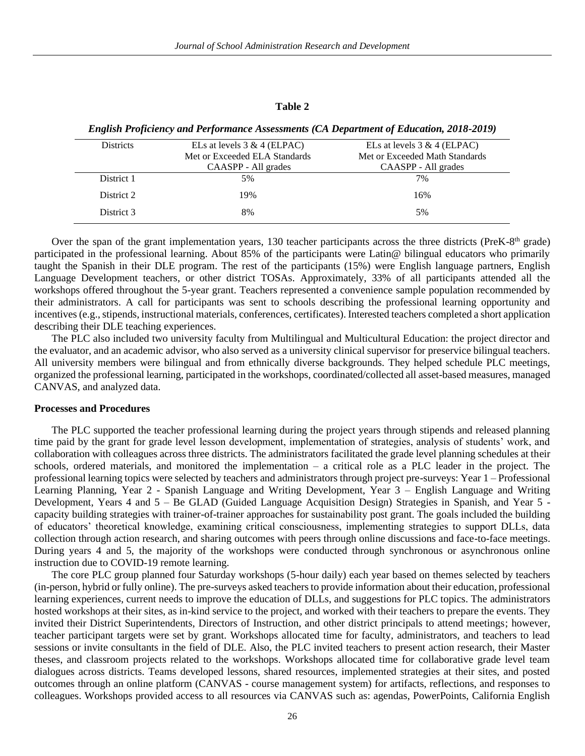**Table 2**

*English Proficiency and Performance Assessments (CA Department of Education, 2018-2019)*

| Districts | ELs at levels 3 & 4 (ELPAC) Met or Exceeded ELA Standards CAASPP - All grades | ELs at levels 3 & 4 (ELPAC) Met or Exceeded Math Standards CAASPP - All grades |
|---|---|---|
| District 1 | 5% | 7% |
| District 2 | 19% | 16% |
| District 3 | 8% | 5% |

Over the span of the grant implementation years, 130 teacher participants across the three districts (PreK-8th grade) participated in the professional learning. About 85% of the participants were Latin@ bilingual educators who primarily taught the Spanish in their DLE program. The rest of the participants (15%) were English language partners, English Language Development teachers, or other district TOSAs. Approximately, 33% of all participants attended all the workshops offered throughout the 5-year grant. Teachers represented a convenience sample population recommended by their administrators. A call for participants was sent to schools describing the professional learning opportunity and incentives (e.g., stipends, instructional materials, conferences, certificates). Interested teachers completed a short application describing their DLE teaching experiences.

The PLC also included two university faculty from Multilingual and Multicultural Education: the project director and the evaluator, and an academic advisor, who also served as a university clinical supervisor for preservice bilingual teachers. All university members were bilingual and from ethnically diverse backgrounds. They helped schedule PLC meetings, organized the professional learning, participated in the workshops, coordinated/collected all asset-based measures, managed CANVAS, and analyzed data.

**Processes and Procedures**

The PLC supported the teacher professional learning during the project years through stipends and released planning time paid by the grant for grade level lesson development, implementation of strategies, analysis of students' work, and collaboration with colleagues across three districts. The administrators facilitated the grade level planning schedules at their schools, ordered materials, and monitored the implementation – a critical role as a PLC leader in the project. The professional learning topics were selected by teachers and administrators through project pre-surveys: Year 1 – Professional Learning Planning, Year 2 - Spanish Language and Writing Development, Year 3 – English Language and Writing Development, Years 4 and 5 – Be GLAD (Guided Language Acquisition Design) Strategies in Spanish, and Year 5 - capacity building strategies with trainer-of-trainer approaches for sustainability post grant. The goals included the building of educators' theoretical knowledge, examining critical consciousness, implementing strategies to support DLLs, data collection through action research, and sharing outcomes with peers through online discussions and face-to-face meetings. During years 4 and 5, the majority of the workshops were conducted through synchronous or asynchronous online instruction due to COVID-19 remote learning.

The core PLC group planned four Saturday workshops (5-hour daily) each year based on themes selected by teachers (in-person, hybrid or fully online). The pre-surveys asked teachers to provide information about their education, professional learning experiences, current needs to improve the education of DLLs, and suggestions for PLC topics. The administrators hosted workshops at their sites, as in-kind service to the project, and worked with their teachers to prepare the events. They invited their District Superintendents, Directors of Instruction, and other district principals to attend meetings; however, teacher participant targets were set by grant. Workshops allocated time for faculty, administrators, and teachers to lead sessions or invite consultants in the field of DLE. Also, the PLC invited teachers to present action research, their Master theses, and classroom projects related to the workshops. Workshops allocated time for collaborative grade level team dialogues across districts. Teams developed lessons, shared resources, implemented strategies at their sites, and posted outcomes through an online platform (CANVAS - course management system) for artifacts, reflections, and responses to colleagues. Workshops provided access to all resources via CANVAS such as: agendas, PowerPoints, California English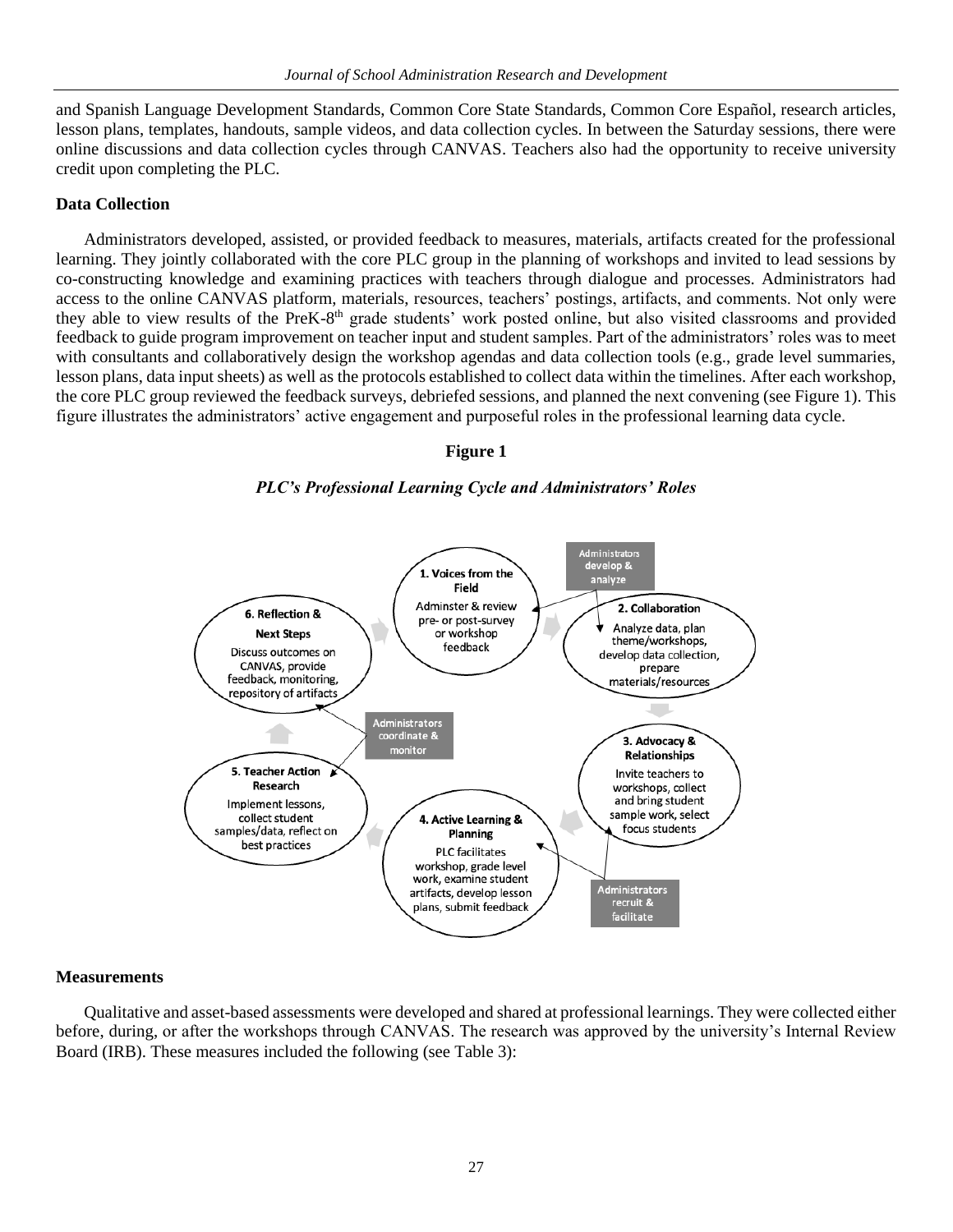and Spanish Language Development Standards, Common Core State Standards, Common Core Español, research articles, lesson plans, templates, handouts, sample videos, and data collection cycles. In between the Saturday sessions, there were online discussions and data collection cycles through CANVAS. Teachers also had the opportunity to receive university credit upon completing the PLC.

### Data Collection

Administrators developed, assisted, or provided feedback to measures, materials, artifacts created for the professional learning. They jointly collaborated with the core PLC group in the planning of workshops and invited to lead sessions by co-constructing knowledge and examining practices with teachers through dialogue and processes. Administrators had access to the online CANVAS platform, materials, resources, teachers' postings, artifacts, and comments. Not only were they able to view results of the PreK-8th grade students' work posted online, but also visited classrooms and provided feedback to guide program improvement on teacher input and student samples. Part of the administrators' roles was to meet with consultants and collaboratively design the workshop agendas and data collection tools (e.g., grade level summaries, lesson plans, data input sheets) as well as the protocols established to collect data within the timelines. After each workshop, the core PLC group reviewed the feedback surveys, debriefed sessions, and planned the next convening (see Figure 1). This figure illustrates the administrators' active engagement and purposeful roles in the professional learning data cycle.

**Figure 1**

***PLC's Professional Learning Cycle and Administrators' Roles***

1. Voices from the Field — Adminster & review pre- or post-survey or workshop feedback

Administrators develop & analyze

2. Collaboration — Analyze data, plan theme/workshops, develop data collection, prepare materials/resources

3. Advocacy & Relationships — Invite teachers to workshops, collect and bring student sample work, select focus students

Administrators recruit & facilitate

4. Active Learning & Planning — PLC facilitates workshop, grade level work, examine student artifacts, develop lesson plans, submit feedback

5. Teacher Action Research — Implement lessons, collect student samples/data, reflect on best practices

Administrators coordinate & monitor

6. Reflection & Next Steps — Discuss outcomes on CANVAS, provide feedback, monitoring, repository of artifacts

### Measurements

Qualitative and asset-based assessments were developed and shared at professional learnings. They were collected either before, during, or after the workshops through CANVAS. The research was approved by the university's Internal Review Board (IRB). These measures included the following (see Table 3):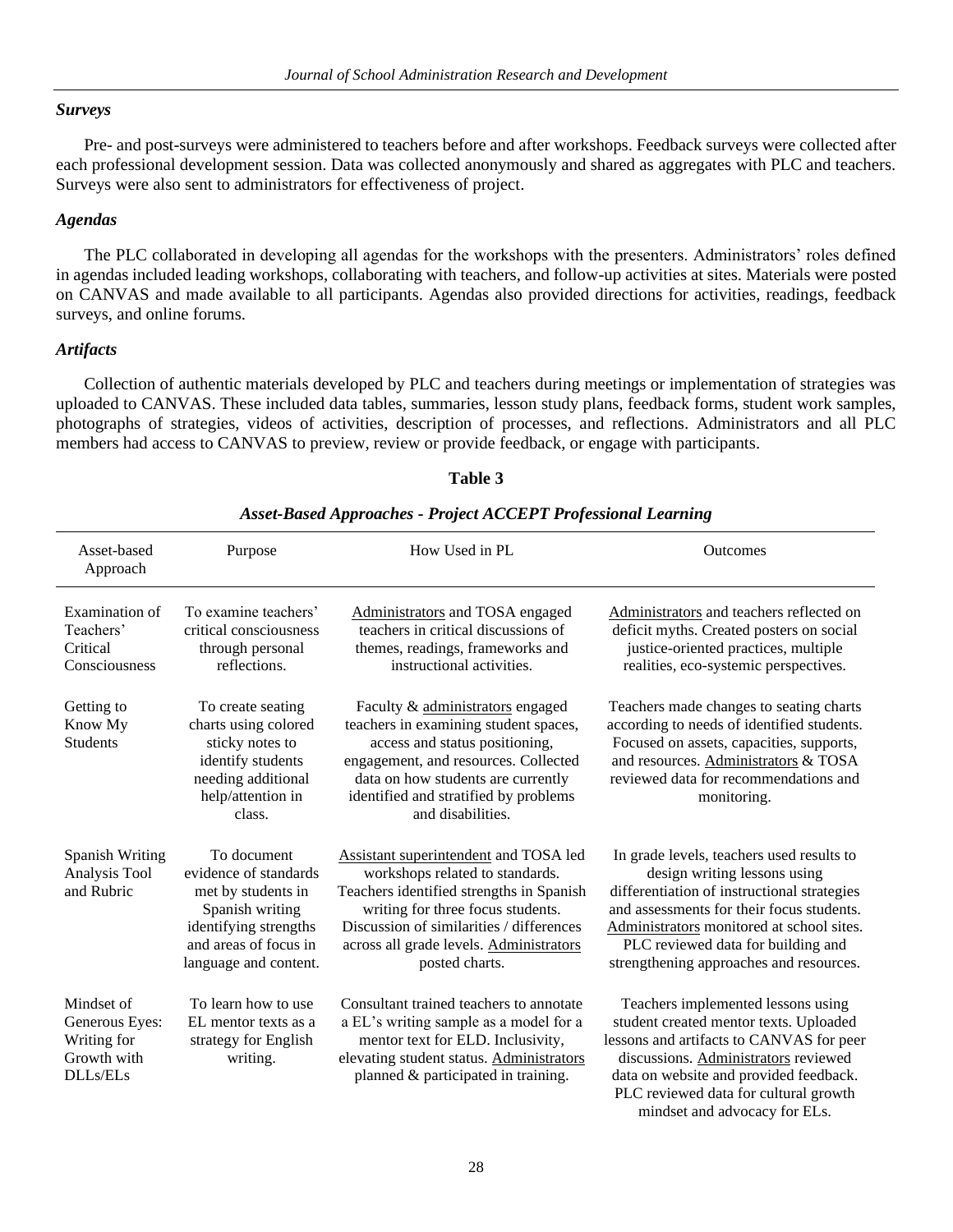### *Surveys*

Pre- and post-surveys were administered to teachers before and after workshops. Feedback surveys were collected after each professional development session. Data was collected anonymously and shared as aggregates with PLC and teachers. Surveys were also sent to administrators for effectiveness of project.

### *Agendas*

The PLC collaborated in developing all agendas for the workshops with the presenters. Administrators' roles defined in agendas included leading workshops, collaborating with teachers, and follow-up activities at sites. Materials were posted on CANVAS and made available to all participants. Agendas also provided directions for activities, readings, feedback surveys, and online forums.

### *Artifacts*

Collection of authentic materials developed by PLC and teachers during meetings or implementation of strategies was uploaded to CANVAS. These included data tables, summaries, lesson study plans, feedback forms, student work samples, photographs of strategies, videos of activities, description of processes, and reflections. Administrators and all PLC members had access to CANVAS to preview, review or provide feedback, or engage with participants.

**Table 3**

***Asset-Based Approaches - Project ACCEPT Professional Learning***

| Asset-based Approach | Purpose | How Used in PL | Outcomes |
|---|---|---|---|
| Examination of Teachers' Critical Consciousness | To examine teachers' critical consciousness through personal reflections. | Administrators and TOSA engaged teachers in critical discussions of themes, readings, frameworks and instructional activities. | Administrators and teachers reflected on deficit myths. Created posters on social justice-oriented practices, multiple realities, eco-systemic perspectives. |
| Getting to Know My Students | To create seating charts using colored sticky notes to identify students needing additional help/attention in class. | Faculty & administrators engaged teachers in examining student spaces, access and status positioning, engagement, and resources. Collected data on how students are currently identified and stratified by problems and disabilities. | Teachers made changes to seating charts according to needs of identified students. Focused on assets, capacities, supports, and resources. Administrators & TOSA reviewed data for recommendations and monitoring. |
| Spanish Writing Analysis Tool and Rubric | To document evidence of standards met by students in Spanish writing identifying strengths and areas of focus in language and content. | Assistant superintendent and TOSA led workshops related to standards. Teachers identified strengths in Spanish writing for three focus students. Discussion of similarities / differences across all grade levels. Administrators posted charts. | In grade levels, teachers used results to design writing lessons using differentiation of instructional strategies and assessments for their focus students. Administrators monitored at school sites. PLC reviewed data for building and strengthening approaches and resources. |
| Mindset of Generous Eyes: Writing for Growth with DLLs/ELs | To learn how to use EL mentor texts as a strategy for English writing. | Consultant trained teachers to annotate a EL's writing sample as a model for a mentor text for ELD. Inclusivity, elevating student status. Administrators planned & participated in training. | Teachers implemented lessons using student created mentor texts. Uploaded lessons and artifacts to CANVAS for peer discussions. Administrators reviewed data on website and provided feedback. PLC reviewed data for cultural growth mindset and advocacy for ELs. |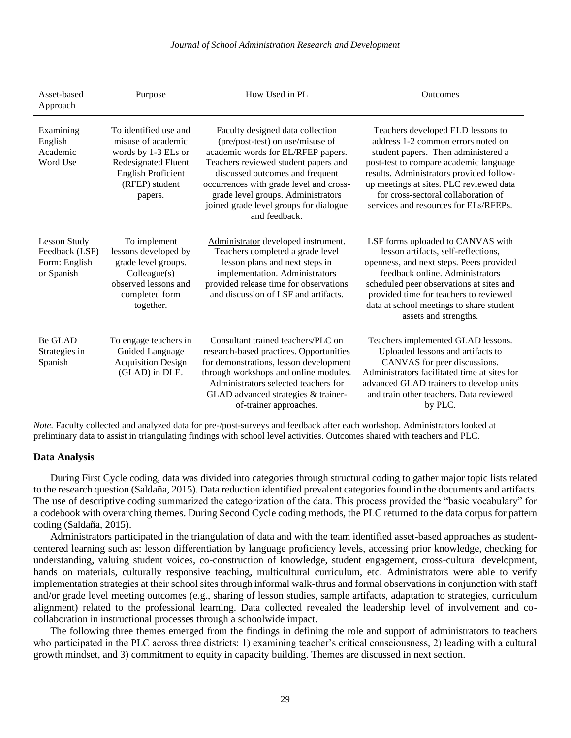| Asset-based Approach | Purpose | How Used in PL | Outcomes |
|---|---|---|---|
| Examining English Academic Word Use | To identified use and misuse of academic words by 1-3 ELs or Redesignated Fluent English Proficient (RFEP) student papers. | Faculty designed data collection (pre/post-test) on use/misuse of academic words for EL/RFEP papers. Teachers reviewed student papers and discussed outcomes and frequent occurrences with grade level and cross-grade level groups. Administrators joined grade level groups for dialogue and feedback. | Teachers developed ELD lessons to address 1-2 common errors noted on student papers. Then administered a post-test to compare academic language results. Administrators provided follow-up meetings at sites. PLC reviewed data for cross-sectoral collaboration of services and resources for ELs/RFEPs. |
| Lesson Study Feedback (LSF) Form: English or Spanish | To implement lessons developed by grade level groups. Colleague(s) observed lessons and completed form together. | Administrator developed instrument. Teachers completed a grade level lesson plans and next steps in implementation. Administrators provided release time for observations and discussion of LSF and artifacts. | LSF forms uploaded to CANVAS with lesson artifacts, self-reflections, openness, and next steps. Peers provided feedback online. Administrators scheduled peer observations at sites and provided time for teachers to reviewed data at school meetings to share student assets and strengths. |
| Be GLAD Strategies in Spanish | To engage teachers in Guided Language Acquisition Design (GLAD) in DLE. | Consultant trained teachers/PLC on research-based practices. Opportunities for demonstrations, lesson development through workshops and online modules. Administrators selected teachers for GLAD advanced strategies & trainer-of-trainer approaches. | Teachers implemented GLAD lessons. Uploaded lessons and artifacts to CANVAS for peer discussions. Administrators facilitated time at sites for advanced GLAD trainers to develop units and train other teachers. Data reviewed by PLC. |

*Note.* Faculty collected and analyzed data for pre-/post-surveys and feedback after each workshop. Administrators looked at preliminary data to assist in triangulating findings with school level activities. Outcomes shared with teachers and PLC.

### Data Analysis

During First Cycle coding, data was divided into categories through structural coding to gather major topic lists related to the research question (Saldaña, 2015). Data reduction identified prevalent categories found in the documents and artifacts. The use of descriptive coding summarized the categorization of the data. This process provided the "basic vocabulary" for a codebook with overarching themes. During Second Cycle coding methods, the PLC returned to the data corpus for pattern coding (Saldaña, 2015).

Administrators participated in the triangulation of data and with the team identified asset-based approaches as student-centered learning such as: lesson differentiation by language proficiency levels, accessing prior knowledge, checking for understanding, valuing student voices, co-construction of knowledge, student engagement, cross-cultural development, hands on materials, culturally responsive teaching, multicultural curriculum, etc. Administrators were able to verify implementation strategies at their school sites through informal walk-thrus and formal observations in conjunction with staff and/or grade level meeting outcomes (e.g., sharing of lesson studies, sample artifacts, adaptation to strategies, curriculum alignment) related to the professional learning. Data collected revealed the leadership level of involvement and co-collaboration in instructional processes through a schoolwide impact.

The following three themes emerged from the findings in defining the role and support of administrators to teachers who participated in the PLC across three districts: 1) examining teacher's critical consciousness, 2) leading with a cultural growth mindset, and 3) commitment to equity in capacity building. Themes are discussed in next section.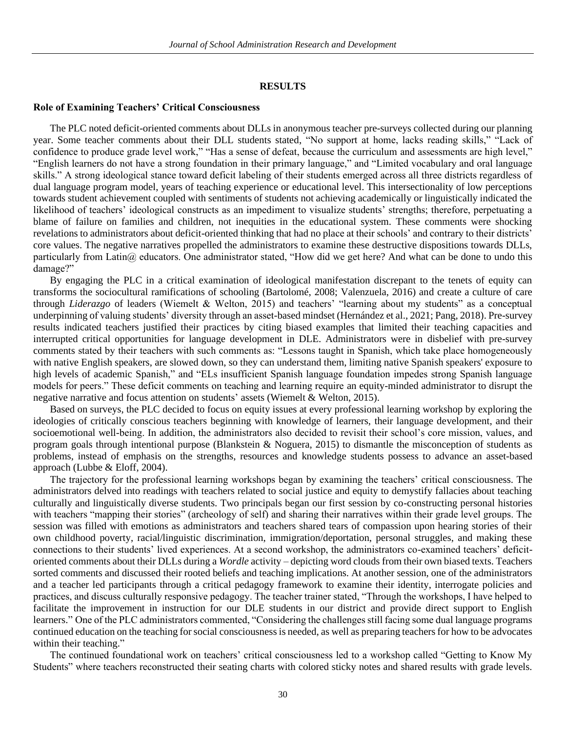## RESULTS

### Role of Examining Teachers' Critical Consciousness

The PLC noted deficit-oriented comments about DLLs in anonymous teacher pre-surveys collected during our planning year. Some teacher comments about their DLL students stated, "No support at home, lacks reading skills," "Lack of confidence to produce grade level work," "Has a sense of defeat, because the curriculum and assessments are high level," "English learners do not have a strong foundation in their primary language," and "Limited vocabulary and oral language skills." A strong ideological stance toward deficit labeling of their students emerged across all three districts regardless of dual language program model, years of teaching experience or educational level. This intersectionality of low perceptions towards student achievement coupled with sentiments of students not achieving academically or linguistically indicated the likelihood of teachers' ideological constructs as an impediment to visualize students' strengths; therefore, perpetuating a blame of failure on families and children, not inequities in the educational system. These comments were shocking revelations to administrators about deficit-oriented thinking that had no place at their schools' and contrary to their districts' core values. The negative narratives propelled the administrators to examine these destructive dispositions towards DLLs, particularly from Latin@ educators. One administrator stated, "How did we get here? And what can be done to undo this damage?"

By engaging the PLC in a critical examination of ideological manifestation discrepant to the tenets of equity can transforms the sociocultural ramifications of schooling (Bartolomé, 2008; Valenzuela, 2016) and create a culture of care through *Liderazgo* of leaders (Wiemelt & Welton, 2015) and teachers' "learning about my students" as a conceptual underpinning of valuing students' diversity through an asset-based mindset (Hernández et al., 2021; Pang, 2018). Pre-survey results indicated teachers justified their practices by citing biased examples that limited their teaching capacities and interrupted critical opportunities for language development in DLE. Administrators were in disbelief with pre-survey comments stated by their teachers with such comments as: "Lessons taught in Spanish, which take place homogeneously with native English speakers, are slowed down, so they can understand them, limiting native Spanish speakers' exposure to high levels of academic Spanish," and "ELs insufficient Spanish language foundation impedes strong Spanish language models for peers." These deficit comments on teaching and learning require an equity-minded administrator to disrupt the negative narrative and focus attention on students' assets (Wiemelt & Welton, 2015).

Based on surveys, the PLC decided to focus on equity issues at every professional learning workshop by exploring the ideologies of critically conscious teachers beginning with knowledge of learners, their language development, and their socioemotional well-being. In addition, the administrators also decided to revisit their school's core mission, values, and program goals through intentional purpose (Blankstein & Noguera, 2015) to dismantle the misconception of students as problems, instead of emphasis on the strengths, resources and knowledge students possess to advance an asset-based approach (Lubbe & Eloff, 2004).

The trajectory for the professional learning workshops began by examining the teachers' critical consciousness. The administrators delved into readings with teachers related to social justice and equity to demystify fallacies about teaching culturally and linguistically diverse students. Two principals began our first session by co-constructing personal histories with teachers "mapping their stories" (archeology of self) and sharing their narratives within their grade level groups. The session was filled with emotions as administrators and teachers shared tears of compassion upon hearing stories of their own childhood poverty, racial/linguistic discrimination, immigration/deportation, personal struggles, and making these connections to their students' lived experiences. At a second workshop, the administrators co-examined teachers' deficit-oriented comments about their DLLs during a *Wordle* activity – depicting word clouds from their own biased texts. Teachers sorted comments and discussed their rooted beliefs and teaching implications. At another session, one of the administrators and a teacher led participants through a critical pedagogy framework to examine their identity, interrogate policies and practices, and discuss culturally responsive pedagogy. The teacher trainer stated, "Through the workshops, I have helped to facilitate the improvement in instruction for our DLE students in our district and provide direct support to English learners." One of the PLC administrators commented, "Considering the challenges still facing some dual language programs continued education on the teaching for social consciousness is needed, as well as preparing teachers for how to be advocates within their teaching."

The continued foundational work on teachers' critical consciousness led to a workshop called "Getting to Know My Students" where teachers reconstructed their seating charts with colored sticky notes and shared results with grade levels.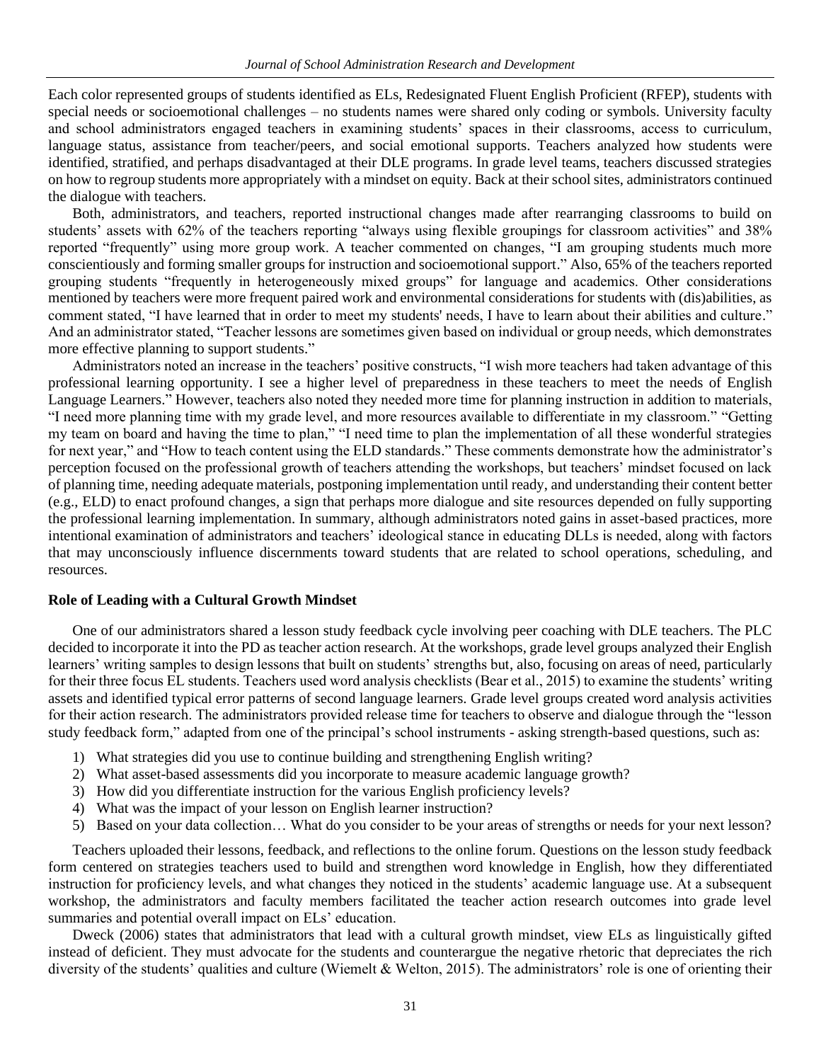Each color represented groups of students identified as ELs, Redesignated Fluent English Proficient (RFEP), students with special needs or socioemotional challenges – no students names were shared only coding or symbols. University faculty and school administrators engaged teachers in examining students' spaces in their classrooms, access to curriculum, language status, assistance from teacher/peers, and social emotional supports. Teachers analyzed how students were identified, stratified, and perhaps disadvantaged at their DLE programs. In grade level teams, teachers discussed strategies on how to regroup students more appropriately with a mindset on equity. Back at their school sites, administrators continued the dialogue with teachers.

Both, administrators, and teachers, reported instructional changes made after rearranging classrooms to build on students' assets with 62% of the teachers reporting "always using flexible groupings for classroom activities" and 38% reported "frequently" using more group work. A teacher commented on changes, "I am grouping students much more conscientiously and forming smaller groups for instruction and socioemotional support." Also, 65% of the teachers reported grouping students "frequently in heterogeneously mixed groups" for language and academics. Other considerations mentioned by teachers were more frequent paired work and environmental considerations for students with (dis)abilities, as comment stated, "I have learned that in order to meet my students' needs, I have to learn about their abilities and culture." And an administrator stated, "Teacher lessons are sometimes given based on individual or group needs, which demonstrates more effective planning to support students."

Administrators noted an increase in the teachers' positive constructs, "I wish more teachers had taken advantage of this professional learning opportunity. I see a higher level of preparedness in these teachers to meet the needs of English Language Learners." However, teachers also noted they needed more time for planning instruction in addition to materials, "I need more planning time with my grade level, and more resources available to differentiate in my classroom." "Getting my team on board and having the time to plan," "I need time to plan the implementation of all these wonderful strategies for next year," and "How to teach content using the ELD standards." These comments demonstrate how the administrator's perception focused on the professional growth of teachers attending the workshops, but teachers' mindset focused on lack of planning time, needing adequate materials, postponing implementation until ready, and understanding their content better (e.g., ELD) to enact profound changes, a sign that perhaps more dialogue and site resources depended on fully supporting the professional learning implementation. In summary, although administrators noted gains in asset-based practices, more intentional examination of administrators and teachers' ideological stance in educating DLLs is needed, along with factors that may unconsciously influence discernments toward students that are related to school operations, scheduling, and resources.

**Role of Leading with a Cultural Growth Mindset**

One of our administrators shared a lesson study feedback cycle involving peer coaching with DLE teachers. The PLC decided to incorporate it into the PD as teacher action research. At the workshops, grade level groups analyzed their English learners' writing samples to design lessons that built on students' strengths but, also, focusing on areas of need, particularly for their three focus EL students. Teachers used word analysis checklists (Bear et al., 2015) to examine the students' writing assets and identified typical error patterns of second language learners. Grade level groups created word analysis activities for their action research. The administrators provided release time for teachers to observe and dialogue through the "lesson study feedback form," adapted from one of the principal's school instruments - asking strength-based questions, such as:

1) What strategies did you use to continue building and strengthening English writing?
2) What asset-based assessments did you incorporate to measure academic language growth?
3) How did you differentiate instruction for the various English proficiency levels?
4) What was the impact of your lesson on English learner instruction?
5) Based on your data collection… What do you consider to be your areas of strengths or needs for your next lesson?

Teachers uploaded their lessons, feedback, and reflections to the online forum. Questions on the lesson study feedback form centered on strategies teachers used to build and strengthen word knowledge in English, how they differentiated instruction for proficiency levels, and what changes they noticed in the students' academic language use. At a subsequent workshop, the administrators and faculty members facilitated the teacher action research outcomes into grade level summaries and potential overall impact on ELs' education.

Dweck (2006) states that administrators that lead with a cultural growth mindset, view ELs as linguistically gifted instead of deficient. They must advocate for the students and counterargue the negative rhetoric that depreciates the rich diversity of the students' qualities and culture (Wiemelt & Welton, 2015). The administrators' role is one of orienting their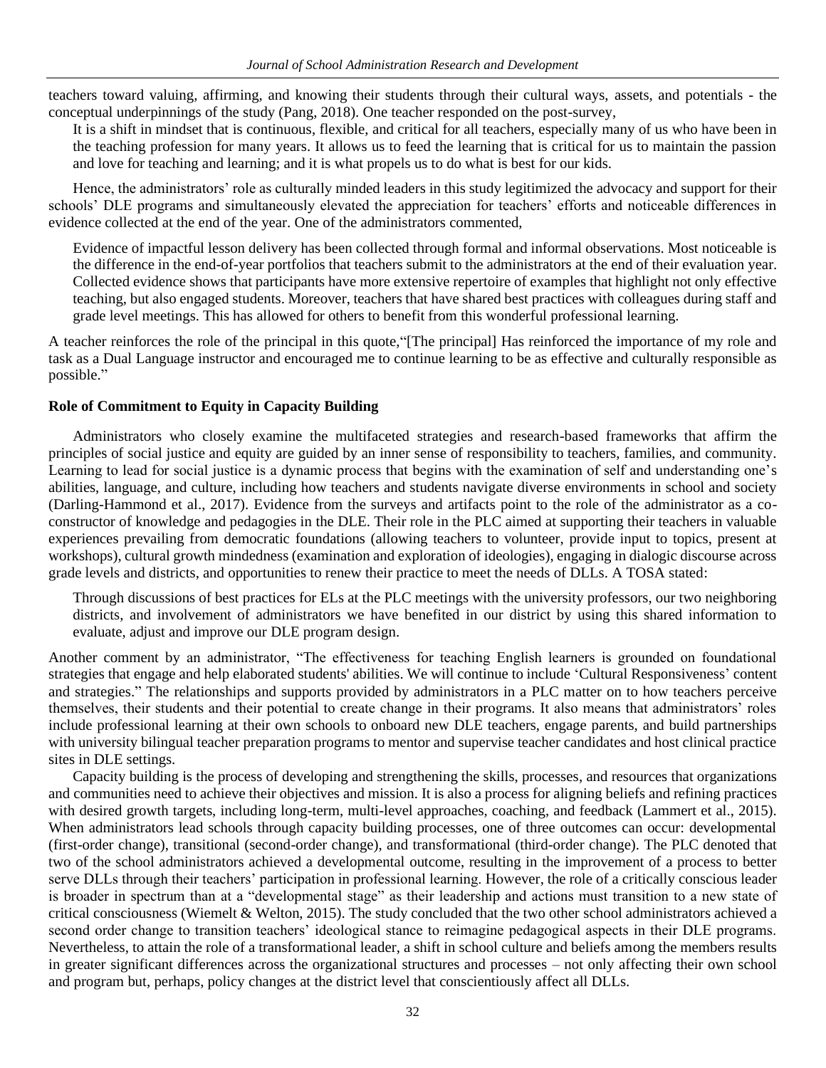teachers toward valuing, affirming, and knowing their students through their cultural ways, assets, and potentials - the conceptual underpinnings of the study (Pang, 2018). One teacher responded on the post-survey,

> It is a shift in mindset that is continuous, flexible, and critical for all teachers, especially many of us who have been in the teaching profession for many years. It allows us to feed the learning that is critical for us to maintain the passion and love for teaching and learning; and it is what propels us to do what is best for our kids.

Hence, the administrators' role as culturally minded leaders in this study legitimized the advocacy and support for their schools' DLE programs and simultaneously elevated the appreciation for teachers' efforts and noticeable differences in evidence collected at the end of the year. One of the administrators commented,

> Evidence of impactful lesson delivery has been collected through formal and informal observations. Most noticeable is the difference in the end-of-year portfolios that teachers submit to the administrators at the end of their evaluation year. Collected evidence shows that participants have more extensive repertoire of examples that highlight not only effective teaching, but also engaged students. Moreover, teachers that have shared best practices with colleagues during staff and grade level meetings. This has allowed for others to benefit from this wonderful professional learning.

A teacher reinforces the role of the principal in this quote,"[The principal] Has reinforced the importance of my role and task as a Dual Language instructor and encouraged me to continue learning to be as effective and culturally responsible as possible."

### Role of Commitment to Equity in Capacity Building

Administrators who closely examine the multifaceted strategies and research-based frameworks that affirm the principles of social justice and equity are guided by an inner sense of responsibility to teachers, families, and community. Learning to lead for social justice is a dynamic process that begins with the examination of self and understanding one's abilities, language, and culture, including how teachers and students navigate diverse environments in school and society (Darling-Hammond et al., 2017). Evidence from the surveys and artifacts point to the role of the administrator as a co-constructor of knowledge and pedagogies in the DLE. Their role in the PLC aimed at supporting their teachers in valuable experiences prevailing from democratic foundations (allowing teachers to volunteer, provide input to topics, present at workshops), cultural growth mindedness (examination and exploration of ideologies), engaging in dialogic discourse across grade levels and districts, and opportunities to renew their practice to meet the needs of DLLs. A TOSA stated:

> Through discussions of best practices for ELs at the PLC meetings with the university professors, our two neighboring districts, and involvement of administrators we have benefited in our district by using this shared information to evaluate, adjust and improve our DLE program design.

Another comment by an administrator, "The effectiveness for teaching English learners is grounded on foundational strategies that engage and help elaborated students' abilities. We will continue to include 'Cultural Responsiveness' content and strategies." The relationships and supports provided by administrators in a PLC matter on to how teachers perceive themselves, their students and their potential to create change in their programs. It also means that administrators' roles include professional learning at their own schools to onboard new DLE teachers, engage parents, and build partnerships with university bilingual teacher preparation programs to mentor and supervise teacher candidates and host clinical practice sites in DLE settings.

Capacity building is the process of developing and strengthening the skills, processes, and resources that organizations and communities need to achieve their objectives and mission. It is also a process for aligning beliefs and refining practices with desired growth targets, including long-term, multi-level approaches, coaching, and feedback (Lammert et al., 2015). When administrators lead schools through capacity building processes, one of three outcomes can occur: developmental (first-order change), transitional (second-order change), and transformational (third-order change). The PLC denoted that two of the school administrators achieved a developmental outcome, resulting in the improvement of a process to better serve DLLs through their teachers' participation in professional learning. However, the role of a critically conscious leader is broader in spectrum than at a "developmental stage" as their leadership and actions must transition to a new state of critical consciousness (Wiemelt & Welton, 2015). The study concluded that the two other school administrators achieved a second order change to transition teachers' ideological stance to reimagine pedagogical aspects in their DLE programs. Nevertheless, to attain the role of a transformational leader, a shift in school culture and beliefs among the members results in greater significant differences across the organizational structures and processes – not only affecting their own school and program but, perhaps, policy changes at the district level that conscientiously affect all DLLs.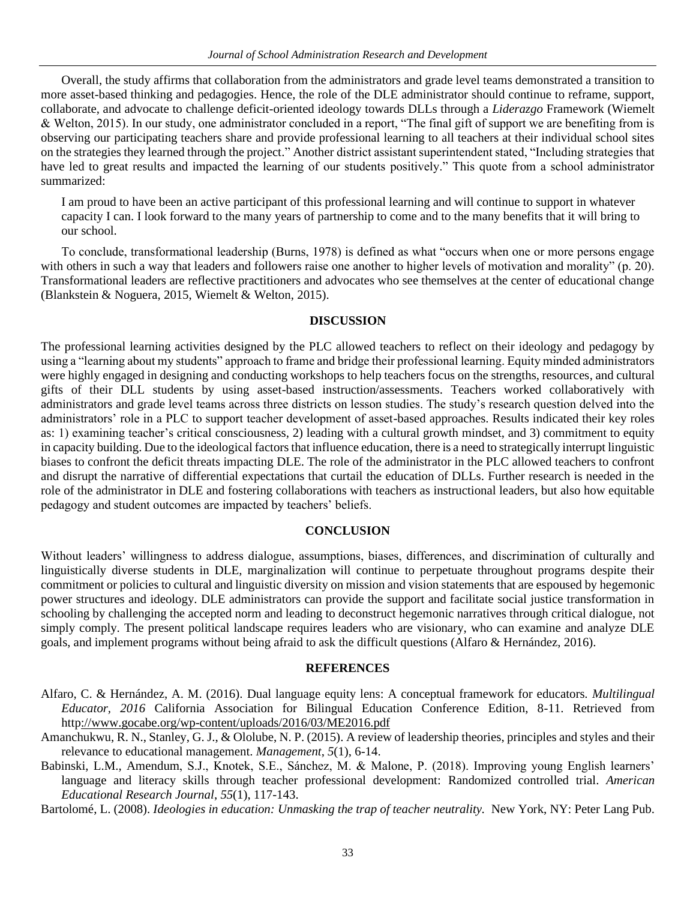Overall, the study affirms that collaboration from the administrators and grade level teams demonstrated a transition to more asset-based thinking and pedagogies. Hence, the role of the DLE administrator should continue to reframe, support, collaborate, and advocate to challenge deficit-oriented ideology towards DLLs through a *Liderazgo* Framework (Wiemelt & Welton, 2015). In our study, one administrator concluded in a report, "The final gift of support we are benefiting from is observing our participating teachers share and provide professional learning to all teachers at their individual school sites on the strategies they learned through the project." Another district assistant superintendent stated, "Including strategies that have led to great results and impacted the learning of our students positively." This quote from a school administrator summarized:

> I am proud to have been an active participant of this professional learning and will continue to support in whatever capacity I can. I look forward to the many years of partnership to come and to the many benefits that it will bring to our school.

To conclude, transformational leadership (Burns, 1978) is defined as what "occurs when one or more persons engage with others in such a way that leaders and followers raise one another to higher levels of motivation and morality" (p. 20). Transformational leaders are reflective practitioners and advocates who see themselves at the center of educational change (Blankstein & Noguera, 2015, Wiemelt & Welton, 2015).

## DISCUSSION

The professional learning activities designed by the PLC allowed teachers to reflect on their ideology and pedagogy by using a "learning about my students" approach to frame and bridge their professional learning. Equity minded administrators were highly engaged in designing and conducting workshops to help teachers focus on the strengths, resources, and cultural gifts of their DLL students by using asset-based instruction/assessments. Teachers worked collaboratively with administrators and grade level teams across three districts on lesson studies. The study's research question delved into the administrators' role in a PLC to support teacher development of asset-based approaches. Results indicated their key roles as: 1) examining teacher's critical consciousness, 2) leading with a cultural growth mindset, and 3) commitment to equity in capacity building. Due to the ideological factors that influence education, there is a need to strategically interrupt linguistic biases to confront the deficit threats impacting DLE. The role of the administrator in the PLC allowed teachers to confront and disrupt the narrative of differential expectations that curtail the education of DLLs. Further research is needed in the role of the administrator in DLE and fostering collaborations with teachers as instructional leaders, but also how equitable pedagogy and student outcomes are impacted by teachers' beliefs.

## CONCLUSION

Without leaders' willingness to address dialogue, assumptions, biases, differences, and discrimination of culturally and linguistically diverse students in DLE, marginalization will continue to perpetuate throughout programs despite their commitment or policies to cultural and linguistic diversity on mission and vision statements that are espoused by hegemonic power structures and ideology. DLE administrators can provide the support and facilitate social justice transformation in schooling by challenging the accepted norm and leading to deconstruct hegemonic narratives through critical dialogue, not simply comply. The present political landscape requires leaders who are visionary, who can examine and analyze DLE goals, and implement programs without being afraid to ask the difficult questions (Alfaro & Hernández, 2016).

## REFERENCES

Alfaro, C. & Hernández, A. M. (2016). Dual language equity lens: A conceptual framework for educators. *Multilingual Educator, 2016* California Association for Bilingual Education Conference Edition, 8-11. Retrieved from http://www.gocabe.org/wp-content/uploads/2016/03/ME2016.pdf

Amanchukwu, R. N., Stanley, G. J., & Ololube, N. P. (2015). A review of leadership theories, principles and styles and their relevance to educational management. *Management*, *5*(1), 6-14.

Babinski, L.M., Amendum, S.J., Knotek, S.E., Sánchez, M. & Malone, P. (2018). Improving young English learners' language and literacy skills through teacher professional development: Randomized controlled trial. *American Educational Research Journal*, *55*(1), 117-143.

Bartolomé, L. (2008). *Ideologies in education: Unmasking the trap of teacher neutrality.* New York, NY: Peter Lang Pub.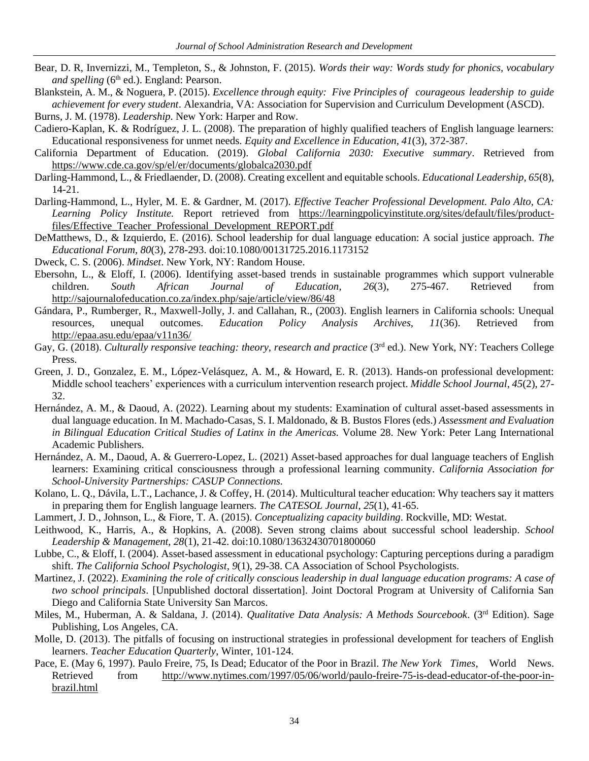Bear, D. R, Invernizzi, M., Templeton, S., & Johnston, F. (2015). *Words their way: Words study for phonics, vocabulary and spelling* (6th ed.). England: Pearson.

Blankstein, A. M., & Noguera, P. (2015). *Excellence through equity: Five Principles of courageous leadership to guide achievement for every student*. Alexandria, VA: Association for Supervision and Curriculum Development (ASCD).

Burns, J. M. (1978). *Leadership.* New York: Harper and Row.

Cadiero-Kaplan, K. & Rodríguez, J. L. (2008). The preparation of highly qualified teachers of English language learners: Educational responsiveness for unmet needs. *Equity and Excellence in Education, 41*(3), 372-387.

California Department of Education. (2019). *Global California 2030: Executive summary*. Retrieved from https://www.cde.ca.gov/sp/el/er/documents/globalca2030.pdf

Darling-Hammond, L., & Friedlaender, D. (2008). Creating excellent and equitable schools. *Educational Leadership, 65*(8), 14-21.

Darling-Hammond, L., Hyler, M. E. & Gardner, M. (2017). *Effective Teacher Professional Development. Palo Alto, CA: Learning Policy Institute.* Report retrieved from https://learningpolicyinstitute.org/sites/default/files/product-files/Effective_Teacher_Professional_Development_REPORT.pdf

DeMatthews, D., & Izquierdo, E. (2016). School leadership for dual language education: A social justice approach. *The Educational Forum, 80*(3), 278-293. doi:10.1080/00131725.2016.1173152

Dweck, C. S. (2006). *Mindset*. New York, NY: Random House.

Ebersohn, L., & Eloff, I. (2006). Identifying asset-based trends in sustainable programmes which support vulnerable children. *South African Journal of Education*, *26*(3), 275-467. Retrieved from http://sajournalofeducation.co.za/index.php/saje/article/view/86/48

Gándara, P., Rumberger, R., Maxwell-Jolly, J. and Callahan, R., (2003). English learners in California schools: Unequal resources, unequal outcomes. *Education Policy Analysis Archives*, *11*(36). Retrieved from http://epaa.asu.edu/epaa/v11n36/

Gay, G. (2018). *Culturally responsive teaching: theory, research and practice* (3rd ed.). New York, NY: Teachers College Press.

Green, J. D., Gonzalez, E. M., López-Velásquez, A. M., & Howard, E. R. (2013). Hands-on professional development: Middle school teachers' experiences with a curriculum intervention research project. *Middle School Journal*, *45*(2), 27-32.

Hernández, A. M., & Daoud, A. (2022). Learning about my students: Examination of cultural asset-based assessments in dual language education. In M. Machado-Casas, S. I. Maldonado, & B. Bustos Flores (eds.) *Assessment and Evaluation in Bilingual Education Critical Studies of Latinx in the Americas.* Volume 28. New York: Peter Lang International Academic Publishers.

Hernández, A. M., Daoud, A. & Guerrero-Lopez, L. (2021) Asset-based approaches for dual language teachers of English learners: Examining critical consciousness through a professional learning community. *California Association for School-University Partnerships: CASUP Connections.*

Kolano, L. Q., Dávila, L.T., Lachance, J. & Coffey, H. (2014). Multicultural teacher education: Why teachers say it matters in preparing them for English language learners. *The CATESOL Journal*, *25*(1), 41-65.

Lammert, J. D., Johnson, L., & Fiore, T. A. (2015). *Conceptualizing capacity building*. Rockville, MD: Westat.

Leithwood, K., Harris, A., & Hopkins, A. (2008). Seven strong claims about successful school leadership. *School Leadership & Management, 28*(1), 21-42. doi:10.1080/13632430701800060

Lubbe, C., & Eloff, I. (2004). Asset-based assessment in educational psychology: Capturing perceptions during a paradigm shift. *The California School Psychologist, 9*(1), 29-38. CA Association of School Psychologists.

Martinez, J. (2022). *Examining the role of critically conscious leadership in dual language education programs: A case of two school principals*. [Unpublished doctoral dissertation]. Joint Doctoral Program at University of California San Diego and California State University San Marcos.

Miles, M., Huberman, A. & Saldana, J. (2014). *Qualitative Data Analysis: A Methods Sourcebook*. (3rd Edition). Sage Publishing, Los Angeles, CA.

Molle, D. (2013). The pitfalls of focusing on instructional strategies in professional development for teachers of English learners. *Teacher Education Quarterly*, Winter, 101-124.

Pace, E. (May 6, 1997). Paulo Freire, 75, Is Dead; Educator of the Poor in Brazil. *The New York Times*, World News. Retrieved from http://www.nytimes.com/1997/05/06/world/paulo-freire-75-is-dead-educator-of-the-poor-in-brazil.html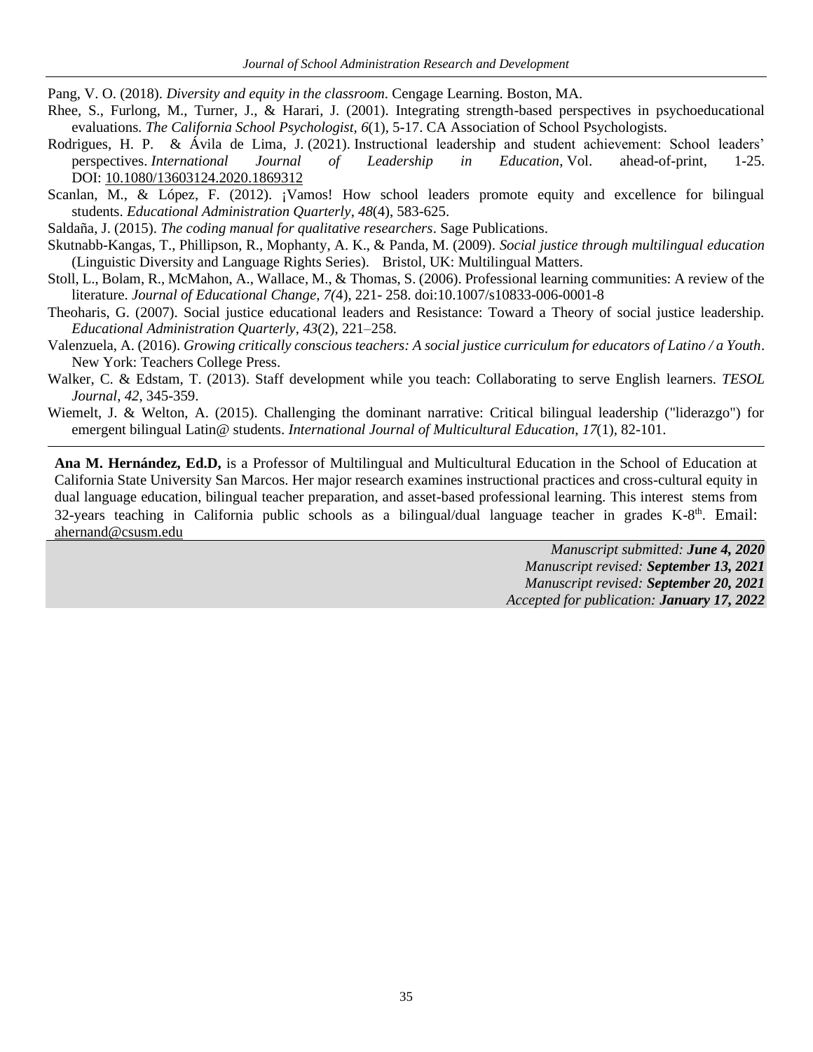Pang, V. O. (2018). *Diversity and equity in the classroom*. Cengage Learning. Boston, MA.

Rhee, S., Furlong, M., Turner, J., & Harari, J. (2001). Integrating strength-based perspectives in psychoeducational evaluations. *The California School Psychologist, 6*(1), 5-17. CA Association of School Psychologists.

Rodrigues, H. P. & Ávila de Lima, J. (2021). Instructional leadership and student achievement: School leaders' perspectives. *International Journal of Leadership in Education*, Vol. ahead-of-print, 1-25. DOI: 10.1080/13603124.2020.1869312

Scanlan, M., & López, F. (2012). ¡Vamos! How school leaders promote equity and excellence for bilingual students. *Educational Administration Quarterly*, *48*(4), 583-625.

Saldaña, J. (2015). *The coding manual for qualitative researchers*. Sage Publications.

Skutnabb-Kangas, T., Phillipson, R., Mophanty, A. K., & Panda, M. (2009). *Social justice through multilingual education* (Linguistic Diversity and Language Rights Series). Bristol, UK: Multilingual Matters.

Stoll, L., Bolam, R., McMahon, A., Wallace, M., & Thomas, S. (2006). Professional learning communities: A review of the literature. *Journal of Educational Change, 7(*4), 221- 258. doi:10.1007/s10833-006-0001-8

Theoharis, G. (2007). Social justice educational leaders and Resistance: Toward a Theory of social justice leadership. *Educational Administration Quarterly*, *43*(2), 221–258.

Valenzuela, A. (2016). *Growing critically conscious teachers: A social justice curriculum for educators of Latino / a Youth*. New York: Teachers College Press.

Walker, C. & Edstam, T. (2013). Staff development while you teach: Collaborating to serve English learners. *TESOL Journal*, *42*, 345-359.

Wiemelt, J. & Welton, A. (2015). Challenging the dominant narrative: Critical bilingual leadership ("liderazgo") for emergent bilingual Latin@ students. *International Journal of Multicultural Education*, *17*(1), 82-101.

---

**Ana M. Hernández, Ed.D,** is a Professor of Multilingual and Multicultural Education in the School of Education at California State University San Marcos. Her major research examines instructional practices and cross-cultural equity in dual language education, bilingual teacher preparation, and asset-based professional learning. This interest stems from 32-years teaching in California public schools as a bilingual/dual language teacher in grades K-8th. Email: ahernand@csusm.edu

*Manuscript submitted:* ***June 4, 2020***
*Manuscript revised:* ***September 13, 2021***
*Manuscript revised:* ***September 20, 2021***
*Accepted for publication:* ***January 17, 2022***